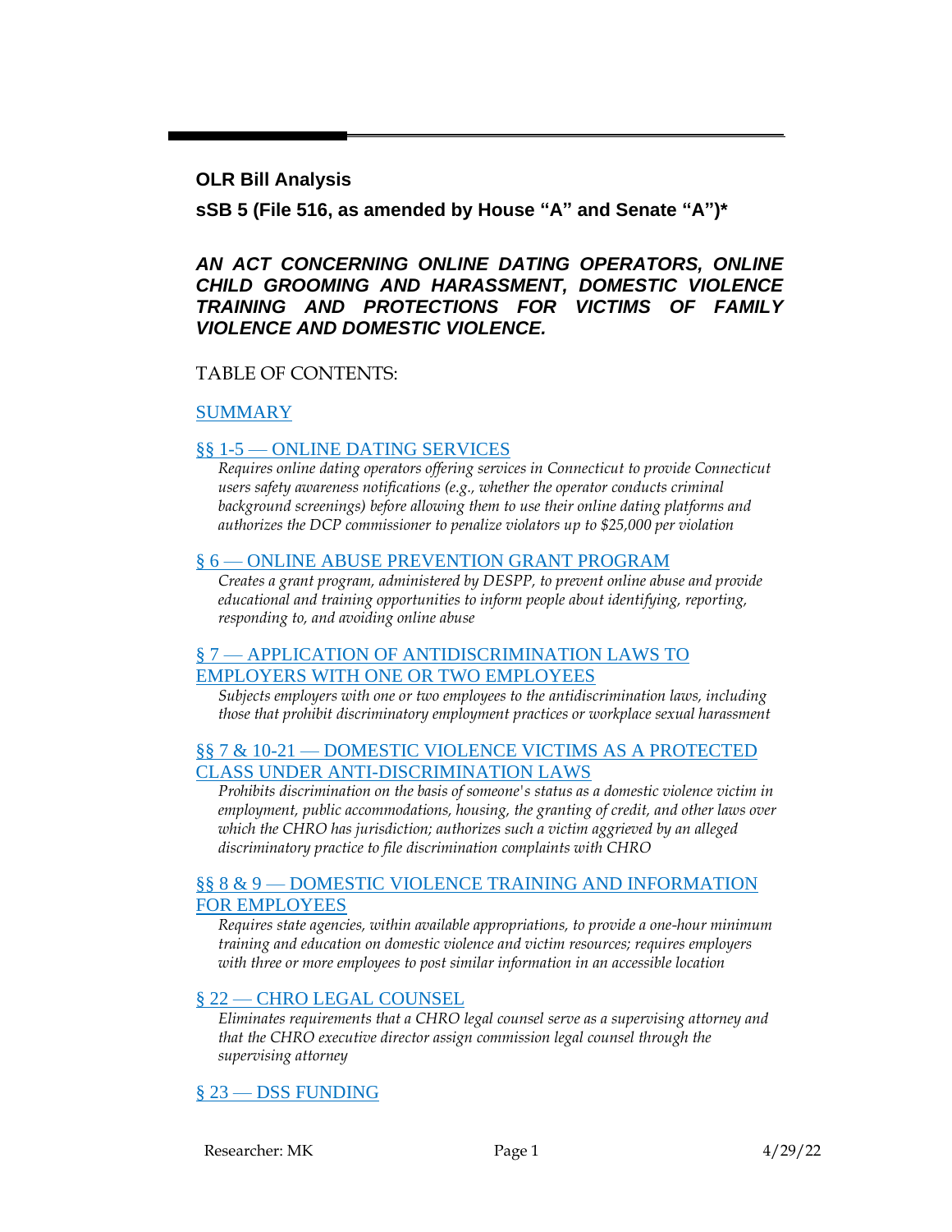## OLR Bill Analysis

## sSB 5 (File 516, as amended by House "A" and Senate "A")*

### *AN ACT CONCERNING ONLINE DATING OPERATORS, ONLINE CHILD GROOMING AND HARASSMENT, DOMESTIC VIOLENCE TRAINING AND PROTECTIONS FOR VICTIMS OF FAMILY VIOLENCE AND DOMESTIC VIOLENCE.*

TABLE OF CONTENTS:

[SUMMARY](#)

[§§ 1-5 — ONLINE DATING SERVICES](#)

*Requires online dating operators offering services in Connecticut to provide Connecticut users safety awareness notifications (e.g., whether the operator conducts criminal background screenings) before allowing them to use their online dating platforms and authorizes the DCP commissioner to penalize violators up to $25,000 per violation*

[§ 6 — ONLINE ABUSE PREVENTION GRANT PROGRAM](#)

*Creates a grant program, administered by DESPP, to prevent online abuse and provide educational and training opportunities to inform people about identifying, reporting, responding to, and avoiding online abuse*

[§ 7 — APPLICATION OF ANTIDISCRIMINATION LAWS TO EMPLOYERS WITH ONE OR TWO EMPLOYEES](#)

*Subjects employers with one or two employees to the antidiscrimination laws, including those that prohibit discriminatory employment practices or workplace sexual harassment*

[§§ 7 & 10-21 — DOMESTIC VIOLENCE VICTIMS AS A PROTECTED CLASS UNDER ANTI-DISCRIMINATION LAWS](#)

*Prohibits discrimination on the basis of someone's status as a domestic violence victim in employment, public accommodations, housing, the granting of credit, and other laws over which the CHRO has jurisdiction; authorizes such a victim aggrieved by an alleged discriminatory practice to file discrimination complaints with CHRO*

[§§ 8 & 9 — DOMESTIC VIOLENCE TRAINING AND INFORMATION FOR EMPLOYEES](#)

*Requires state agencies, within available appropriations, to provide a one-hour minimum training and education on domestic violence and victim resources; requires employers with three or more employees to post similar information in an accessible location*

[§ 22 — CHRO LEGAL COUNSEL](#)

*Eliminates requirements that a CHRO legal counsel serve as a supervising attorney and that the CHRO executive director assign commission legal counsel through the supervising attorney*

[§ 23 — DSS FUNDING](#)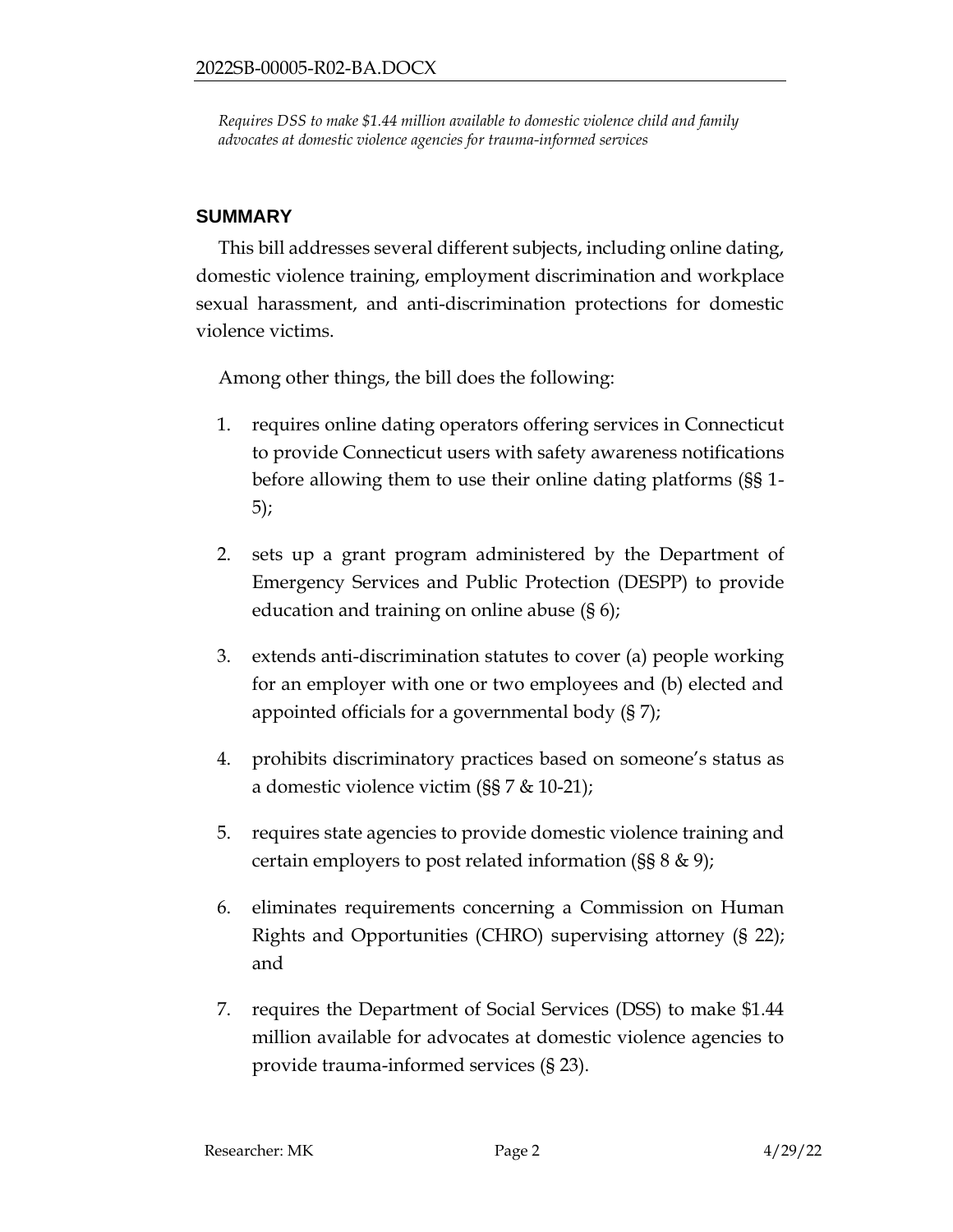*Requires DSS to make $1.44 million available to domestic violence child and family advocates at domestic violence agencies for trauma-informed services*

## SUMMARY

This bill addresses several different subjects, including online dating, domestic violence training, employment discrimination and workplace sexual harassment, and anti-discrimination protections for domestic violence victims.

Among other things, the bill does the following:

1. requires online dating operators offering services in Connecticut to provide Connecticut users with safety awareness notifications before allowing them to use their online dating platforms (§§ 1-5);

2. sets up a grant program administered by the Department of Emergency Services and Public Protection (DESPP) to provide education and training on online abuse (§ 6);

3. extends anti-discrimination statutes to cover (a) people working for an employer with one or two employees and (b) elected and appointed officials for a governmental body (§ 7);

4. prohibits discriminatory practices based on someone's status as a domestic violence victim (§§ 7 & 10-21);

5. requires state agencies to provide domestic violence training and certain employers to post related information (§§ 8 & 9);

6. eliminates requirements concerning a Commission on Human Rights and Opportunities (CHRO) supervising attorney (§ 22); and

7. requires the Department of Social Services (DSS) to make $1.44 million available for advocates at domestic violence agencies to provide trauma-informed services (§ 23).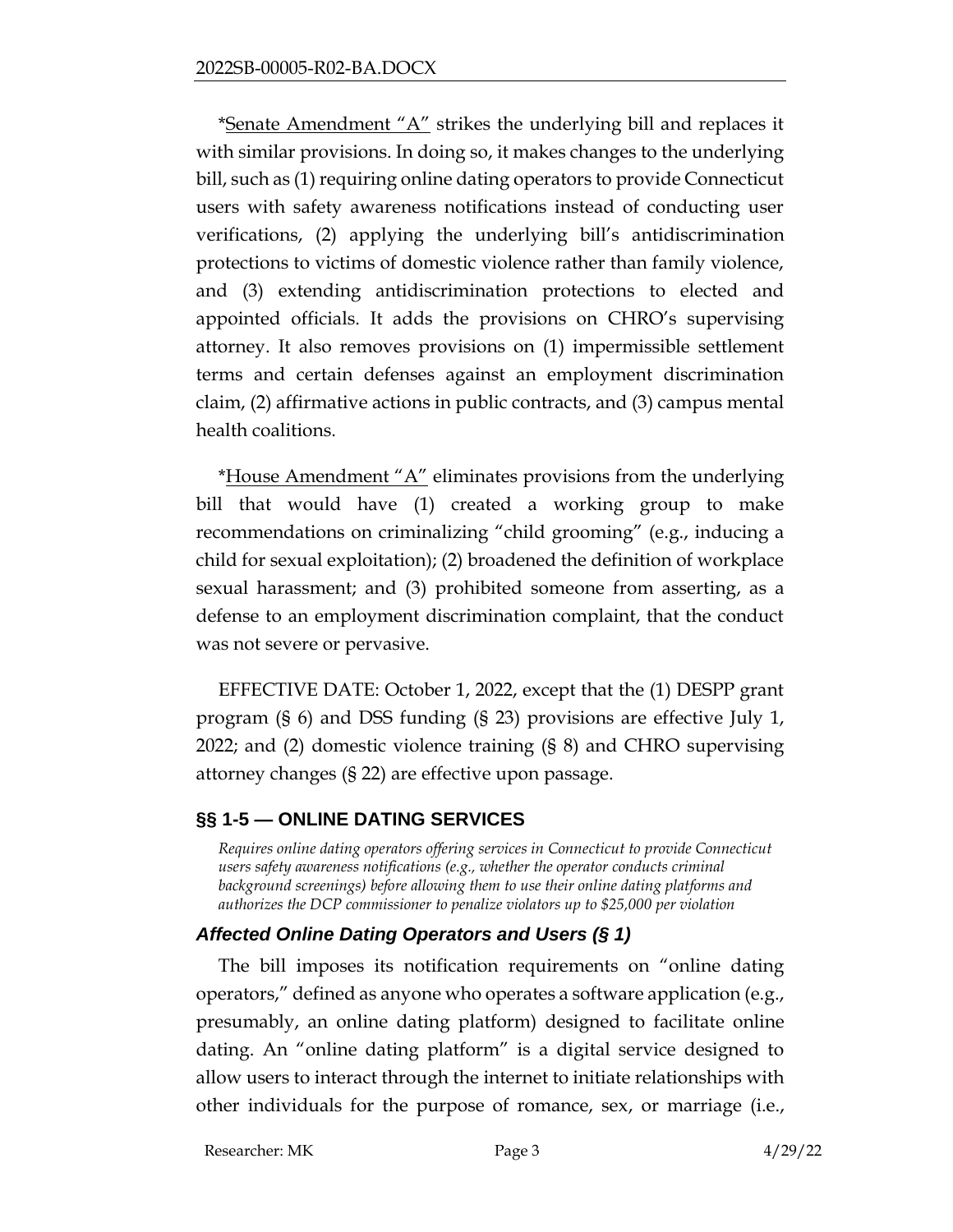*Senate Amendment "A" strikes the underlying bill and replaces it with similar provisions. In doing so, it makes changes to the underlying bill, such as (1) requiring online dating operators to provide Connecticut users with safety awareness notifications instead of conducting user verifications, (2) applying the underlying bill's antidiscrimination protections to victims of domestic violence rather than family violence, and (3) extending antidiscrimination protections to elected and appointed officials. It adds the provisions on CHRO's supervising attorney. It also removes provisions on (1) impermissible settlement terms and certain defenses against an employment discrimination claim, (2) affirmative actions in public contracts, and (3) campus mental health coalitions.

*House Amendment "A" eliminates provisions from the underlying bill that would have (1) created a working group to make recommendations on criminalizing "child grooming" (e.g., inducing a child for sexual exploitation); (2) broadened the definition of workplace sexual harassment; and (3) prohibited someone from asserting, as a defense to an employment discrimination complaint, that the conduct was not severe or pervasive.

EFFECTIVE DATE: October 1, 2022, except that the (1) DESPP grant program (§ 6) and DSS funding (§ 23) provisions are effective July 1, 2022; and (2) domestic violence training (§ 8) and CHRO supervising attorney changes (§ 22) are effective upon passage.

## §§ 1-5 — ONLINE DATING SERVICES

*Requires online dating operators offering services in Connecticut to provide Connecticut users safety awareness notifications (e.g., whether the operator conducts criminal background screenings) before allowing them to use their online dating platforms and authorizes the DCP commissioner to penalize violators up to $25,000 per violation*

### Affected Online Dating Operators and Users (§ 1)

The bill imposes its notification requirements on "online dating operators," defined as anyone who operates a software application (e.g., presumably, an online dating platform) designed to facilitate online dating. An "online dating platform" is a digital service designed to allow users to interact through the internet to initiate relationships with other individuals for the purpose of romance, sex, or marriage (i.e.,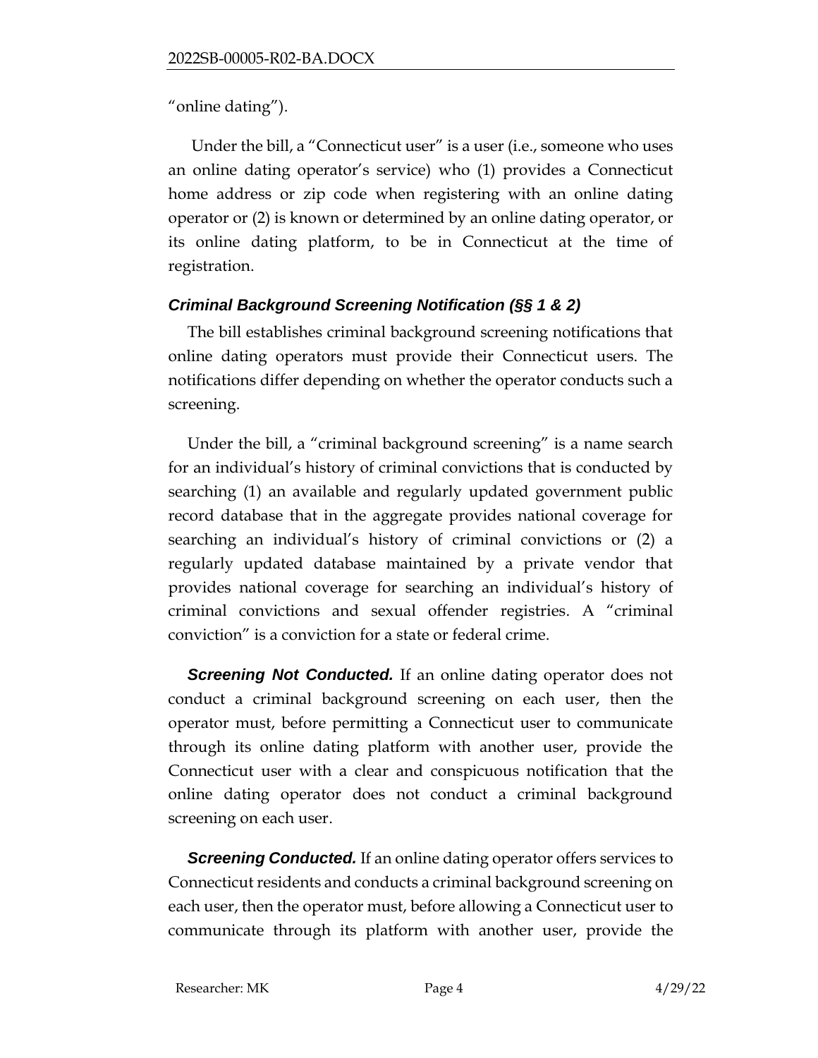"online dating").

Under the bill, a "Connecticut user" is a user (i.e., someone who uses an online dating operator's service) who (1) provides a Connecticut home address or zip code when registering with an online dating operator or (2) is known or determined by an online dating operator, or its online dating platform, to be in Connecticut at the time of registration.

### *Criminal Background Screening Notification (§§ 1 & 2)*

The bill establishes criminal background screening notifications that online dating operators must provide their Connecticut users. The notifications differ depending on whether the operator conducts such a screening.

Under the bill, a "criminal background screening" is a name search for an individual's history of criminal convictions that is conducted by searching (1) an available and regularly updated government public record database that in the aggregate provides national coverage for searching an individual's history of criminal convictions or (2) a regularly updated database maintained by a private vendor that provides national coverage for searching an individual's history of criminal convictions and sexual offender registries. A "criminal conviction" is a conviction for a state or federal crime.

***Screening Not Conducted.*** If an online dating operator does not conduct a criminal background screening on each user, then the operator must, before permitting a Connecticut user to communicate through its online dating platform with another user, provide the Connecticut user with a clear and conspicuous notification that the online dating operator does not conduct a criminal background screening on each user.

***Screening Conducted.*** If an online dating operator offers services to Connecticut residents and conducts a criminal background screening on each user, then the operator must, before allowing a Connecticut user to communicate through its platform with another user, provide the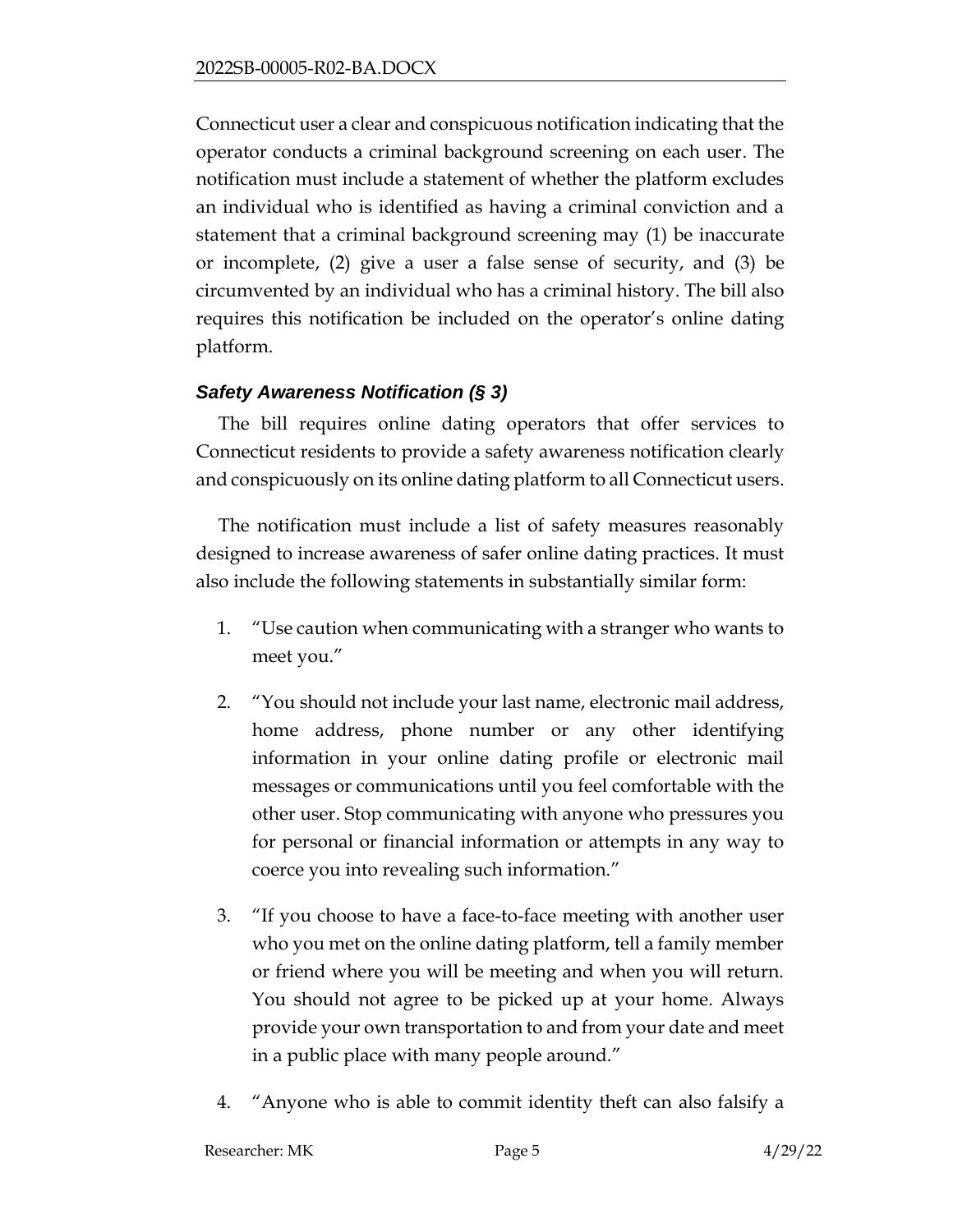Connecticut user a clear and conspicuous notification indicating that the operator conducts a criminal background screening on each user. The notification must include a statement of whether the platform excludes an individual who is identified as having a criminal conviction and a statement that a criminal background screening may (1) be inaccurate or incomplete, (2) give a user a false sense of security, and (3) be circumvented by an individual who has a criminal history. The bill also requires this notification be included on the operator's online dating platform.

### *Safety Awareness Notification (§ 3)*

The bill requires online dating operators that offer services to Connecticut residents to provide a safety awareness notification clearly and conspicuously on its online dating platform to all Connecticut users.

The notification must include a list of safety measures reasonably designed to increase awareness of safer online dating practices. It must also include the following statements in substantially similar form:

1. "Use caution when communicating with a stranger who wants to meet you."
2. "You should not include your last name, electronic mail address, home address, phone number or any other identifying information in your online dating profile or electronic mail messages or communications until you feel comfortable with the other user. Stop communicating with anyone who pressures you for personal or financial information or attempts in any way to coerce you into revealing such information."
3. "If you choose to have a face-to-face meeting with another user who you met on the online dating platform, tell a family member or friend where you will be meeting and when you will return. You should not agree to be picked up at your home. Always provide your own transportation to and from your date and meet in a public place with many people around."
4. "Anyone who is able to commit identity theft can also falsify a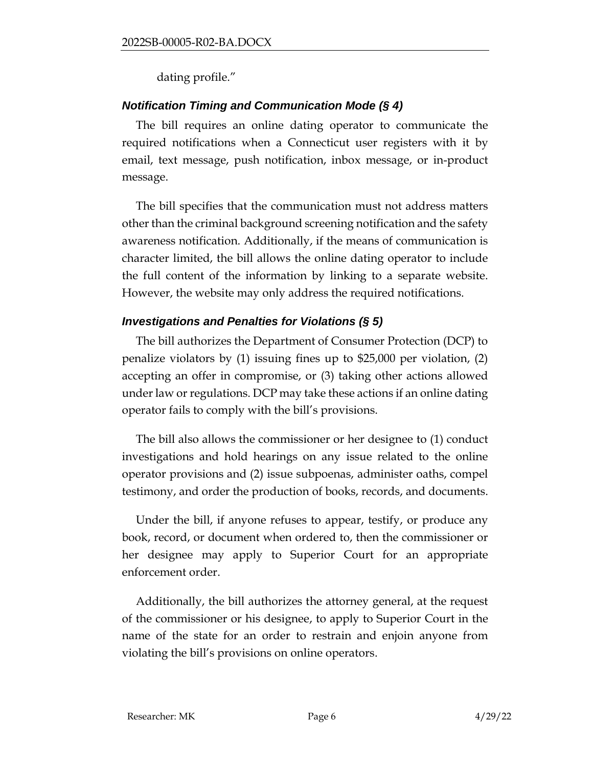dating profile."

### *Notification Timing and Communication Mode (§ 4)*

The bill requires an online dating operator to communicate the required notifications when a Connecticut user registers with it by email, text message, push notification, inbox message, or in-product message.

The bill specifies that the communication must not address matters other than the criminal background screening notification and the safety awareness notification. Additionally, if the means of communication is character limited, the bill allows the online dating operator to include the full content of the information by linking to a separate website. However, the website may only address the required notifications.

### *Investigations and Penalties for Violations (§ 5)*

The bill authorizes the Department of Consumer Protection (DCP) to penalize violators by (1) issuing fines up to $25,000 per violation, (2) accepting an offer in compromise, or (3) taking other actions allowed under law or regulations. DCP may take these actions if an online dating operator fails to comply with the bill's provisions.

The bill also allows the commissioner or her designee to (1) conduct investigations and hold hearings on any issue related to the online operator provisions and (2) issue subpoenas, administer oaths, compel testimony, and order the production of books, records, and documents.

Under the bill, if anyone refuses to appear, testify, or produce any book, record, or document when ordered to, then the commissioner or her designee may apply to Superior Court for an appropriate enforcement order.

Additionally, the bill authorizes the attorney general, at the request of the commissioner or his designee, to apply to Superior Court in the name of the state for an order to restrain and enjoin anyone from violating the bill's provisions on online operators.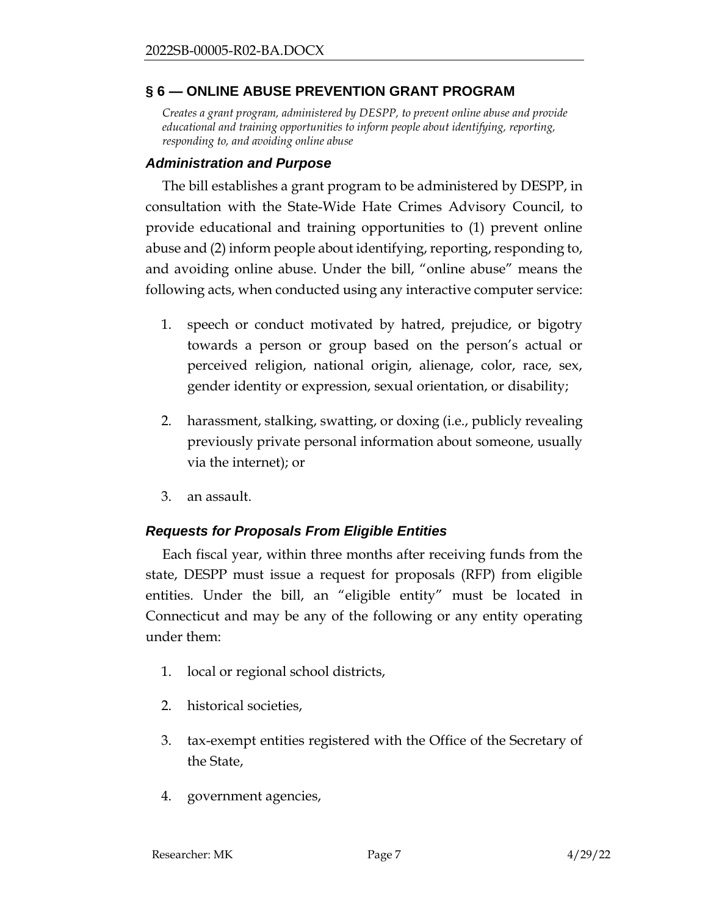## § 6 — ONLINE ABUSE PREVENTION GRANT PROGRAM

*Creates a grant program, administered by DESPP, to prevent online abuse and provide educational and training opportunities to inform people about identifying, reporting, responding to, and avoiding online abuse*

### *Administration and Purpose*

The bill establishes a grant program to be administered by DESPP, in consultation with the State-Wide Hate Crimes Advisory Council, to provide educational and training opportunities to (1) prevent online abuse and (2) inform people about identifying, reporting, responding to, and avoiding online abuse. Under the bill, "online abuse" means the following acts, when conducted using any interactive computer service:

1. speech or conduct motivated by hatred, prejudice, or bigotry towards a person or group based on the person's actual or perceived religion, national origin, alienage, color, race, sex, gender identity or expression, sexual orientation, or disability;
2. harassment, stalking, swatting, or doxing (i.e., publicly revealing previously private personal information about someone, usually via the internet); or
3. an assault.

### *Requests for Proposals From Eligible Entities*

Each fiscal year, within three months after receiving funds from the state, DESPP must issue a request for proposals (RFP) from eligible entities. Under the bill, an "eligible entity" must be located in Connecticut and may be any of the following or any entity operating under them:

1. local or regional school districts,
2. historical societies,
3. tax-exempt entities registered with the Office of the Secretary of the State,
4. government agencies,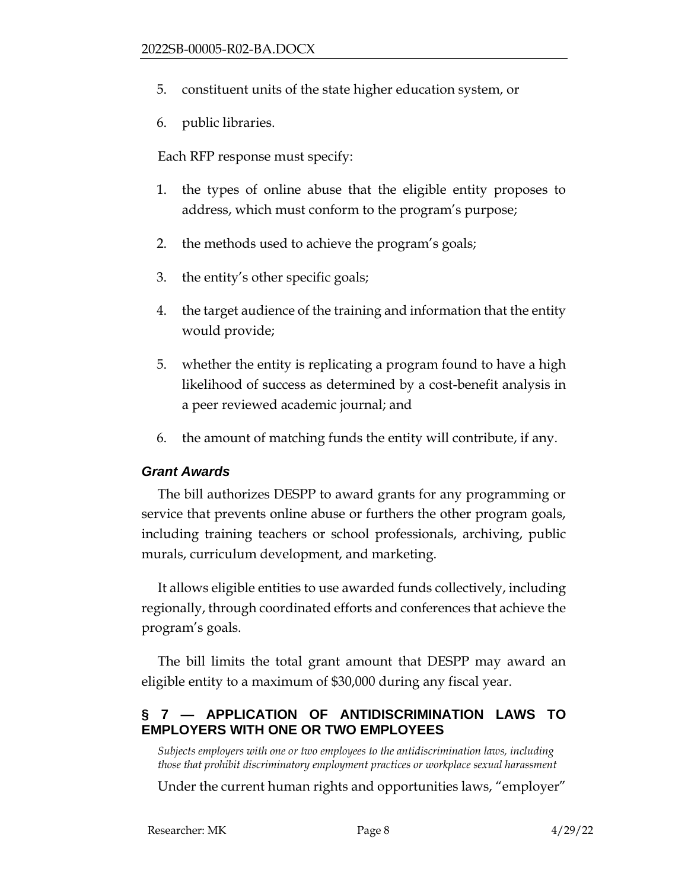5. constituent units of the state higher education system, or
6. public libraries.

Each RFP response must specify:

1. the types of online abuse that the eligible entity proposes to address, which must conform to the program's purpose;
2. the methods used to achieve the program's goals;
3. the entity's other specific goals;
4. the target audience of the training and information that the entity would provide;
5. whether the entity is replicating a program found to have a high likelihood of success as determined by a cost-benefit analysis in a peer reviewed academic journal; and
6. the amount of matching funds the entity will contribute, if any.

### *Grant Awards*

The bill authorizes DESPP to award grants for any programming or service that prevents online abuse or furthers the other program goals, including training teachers or school professionals, archiving, public murals, curriculum development, and marketing.

It allows eligible entities to use awarded funds collectively, including regionally, through coordinated efforts and conferences that achieve the program's goals.

The bill limits the total grant amount that DESPP may award an eligible entity to a maximum of $30,000 during any fiscal year.

## § 7 — APPLICATION OF ANTIDISCRIMINATION LAWS TO EMPLOYERS WITH ONE OR TWO EMPLOYEES

*Subjects employers with one or two employees to the antidiscrimination laws, including those that prohibit discriminatory employment practices or workplace sexual harassment*

Under the current human rights and opportunities laws, "employer"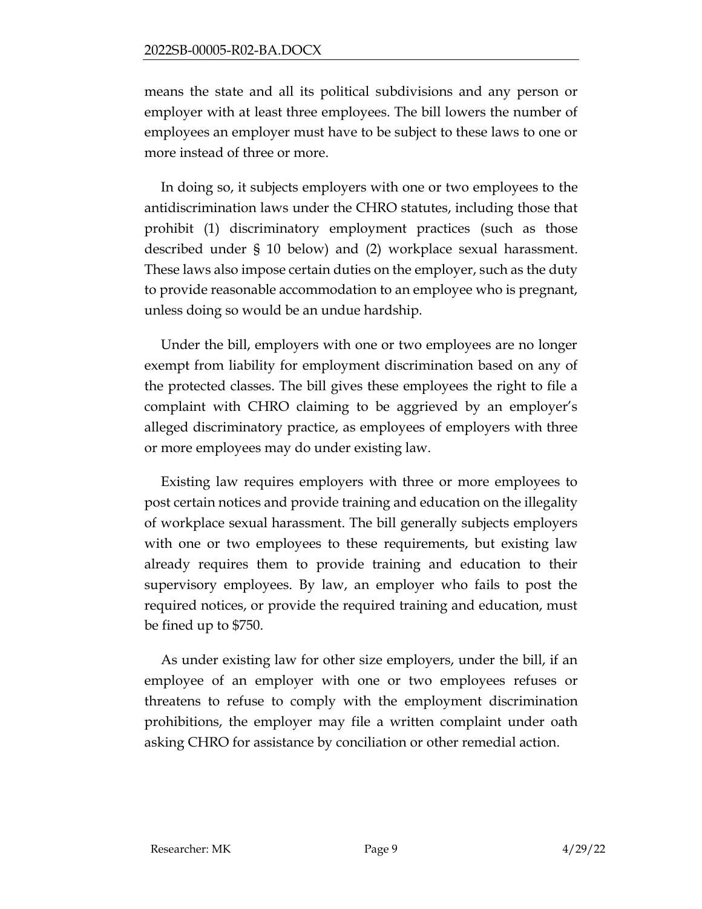means the state and all its political subdivisions and any person or employer with at least three employees. The bill lowers the number of employees an employer must have to be subject to these laws to one or more instead of three or more.

In doing so, it subjects employers with one or two employees to the antidiscrimination laws under the CHRO statutes, including those that prohibit (1) discriminatory employment practices (such as those described under § 10 below) and (2) workplace sexual harassment. These laws also impose certain duties on the employer, such as the duty to provide reasonable accommodation to an employee who is pregnant, unless doing so would be an undue hardship.

Under the bill, employers with one or two employees are no longer exempt from liability for employment discrimination based on any of the protected classes. The bill gives these employees the right to file a complaint with CHRO claiming to be aggrieved by an employer's alleged discriminatory practice, as employees of employers with three or more employees may do under existing law.

Existing law requires employers with three or more employees to post certain notices and provide training and education on the illegality of workplace sexual harassment. The bill generally subjects employers with one or two employees to these requirements, but existing law already requires them to provide training and education to their supervisory employees. By law, an employer who fails to post the required notices, or provide the required training and education, must be fined up to $750.

As under existing law for other size employers, under the bill, if an employee of an employer with one or two employees refuses or threatens to refuse to comply with the employment discrimination prohibitions, the employer may file a written complaint under oath asking CHRO for assistance by conciliation or other remedial action.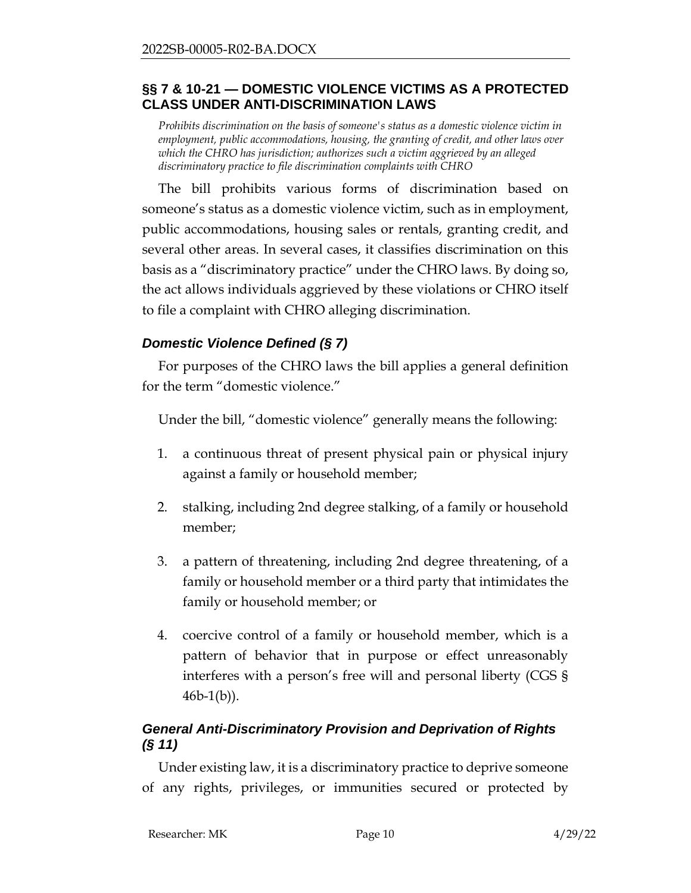## §§ 7 & 10-21 — DOMESTIC VIOLENCE VICTIMS AS A PROTECTED CLASS UNDER ANTI-DISCRIMINATION LAWS

*Prohibits discrimination on the basis of someone's status as a domestic violence victim in employment, public accommodations, housing, the granting of credit, and other laws over which the CHRO has jurisdiction; authorizes such a victim aggrieved by an alleged discriminatory practice to file discrimination complaints with CHRO*

The bill prohibits various forms of discrimination based on someone's status as a domestic violence victim, such as in employment, public accommodations, housing sales or rentals, granting credit, and several other areas. In several cases, it classifies discrimination on this basis as a "discriminatory practice" under the CHRO laws. By doing so, the act allows individuals aggrieved by these violations or CHRO itself to file a complaint with CHRO alleging discrimination.

### *Domestic Violence Defined (§ 7)*

For purposes of the CHRO laws the bill applies a general definition for the term "domestic violence."

Under the bill, "domestic violence" generally means the following:

1. a continuous threat of present physical pain or physical injury against a family or household member;
2. stalking, including 2nd degree stalking, of a family or household member;
3. a pattern of threatening, including 2nd degree threatening, of a family or household member or a third party that intimidates the family or household member; or
4. coercive control of a family or household member, which is a pattern of behavior that in purpose or effect unreasonably interferes with a person's free will and personal liberty (CGS § 46b-1(b)).

### *General Anti-Discriminatory Provision and Deprivation of Rights (§ 11)*

Under existing law, it is a discriminatory practice to deprive someone of any rights, privileges, or immunities secured or protected by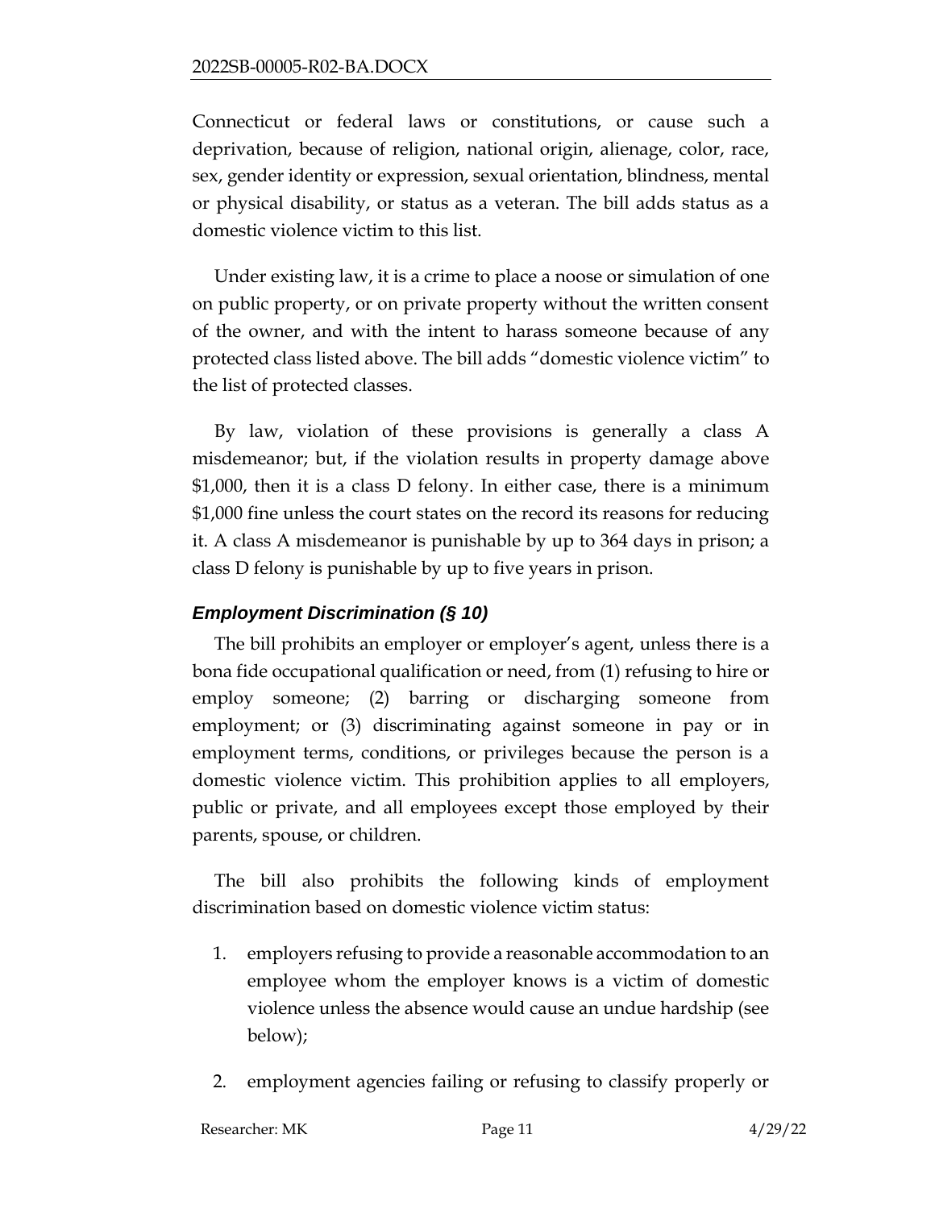Connecticut or federal laws or constitutions, or cause such a deprivation, because of religion, national origin, alienage, color, race, sex, gender identity or expression, sexual orientation, blindness, mental or physical disability, or status as a veteran. The bill adds status as a domestic violence victim to this list.

Under existing law, it is a crime to place a noose or simulation of one on public property, or on private property without the written consent of the owner, and with the intent to harass someone because of any protected class listed above. The bill adds "domestic violence victim" to the list of protected classes.

By law, violation of these provisions is generally a class A misdemeanor; but, if the violation results in property damage above $1,000, then it is a class D felony. In either case, there is a minimum $1,000 fine unless the court states on the record its reasons for reducing it. A class A misdemeanor is punishable by up to 364 days in prison; a class D felony is punishable by up to five years in prison.

### *Employment Discrimination (§ 10)*

The bill prohibits an employer or employer's agent, unless there is a bona fide occupational qualification or need, from (1) refusing to hire or employ someone; (2) barring or discharging someone from employment; or (3) discriminating against someone in pay or in employment terms, conditions, or privileges because the person is a domestic violence victim. This prohibition applies to all employers, public or private, and all employees except those employed by their parents, spouse, or children.

The bill also prohibits the following kinds of employment discrimination based on domestic violence victim status:

1. employers refusing to provide a reasonable accommodation to an employee whom the employer knows is a victim of domestic violence unless the absence would cause an undue hardship (see below);
2. employment agencies failing or refusing to classify properly or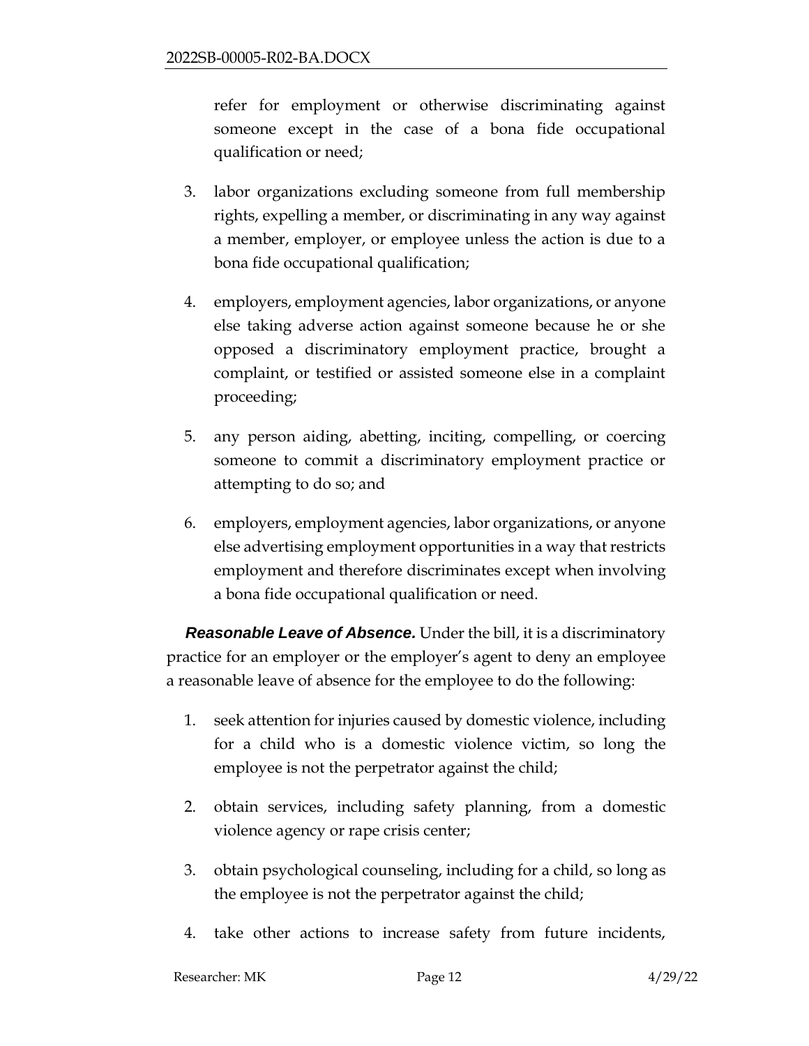refer for employment or otherwise discriminating against someone except in the case of a bona fide occupational qualification or need;

3. labor organizations excluding someone from full membership rights, expelling a member, or discriminating in any way against a member, employer, or employee unless the action is due to a bona fide occupational qualification;

4. employers, employment agencies, labor organizations, or anyone else taking adverse action against someone because he or she opposed a discriminatory employment practice, brought a complaint, or testified or assisted someone else in a complaint proceeding;

5. any person aiding, abetting, inciting, compelling, or coercing someone to commit a discriminatory employment practice or attempting to do so; and

6. employers, employment agencies, labor organizations, or anyone else advertising employment opportunities in a way that restricts employment and therefore discriminates except when involving a bona fide occupational qualification or need.

***Reasonable Leave of Absence.*** Under the bill, it is a discriminatory practice for an employer or the employer's agent to deny an employee a reasonable leave of absence for the employee to do the following:

1. seek attention for injuries caused by domestic violence, including for a child who is a domestic violence victim, so long the employee is not the perpetrator against the child;

2. obtain services, including safety planning, from a domestic violence agency or rape crisis center;

3. obtain psychological counseling, including for a child, so long as the employee is not the perpetrator against the child;

4. take other actions to increase safety from future incidents,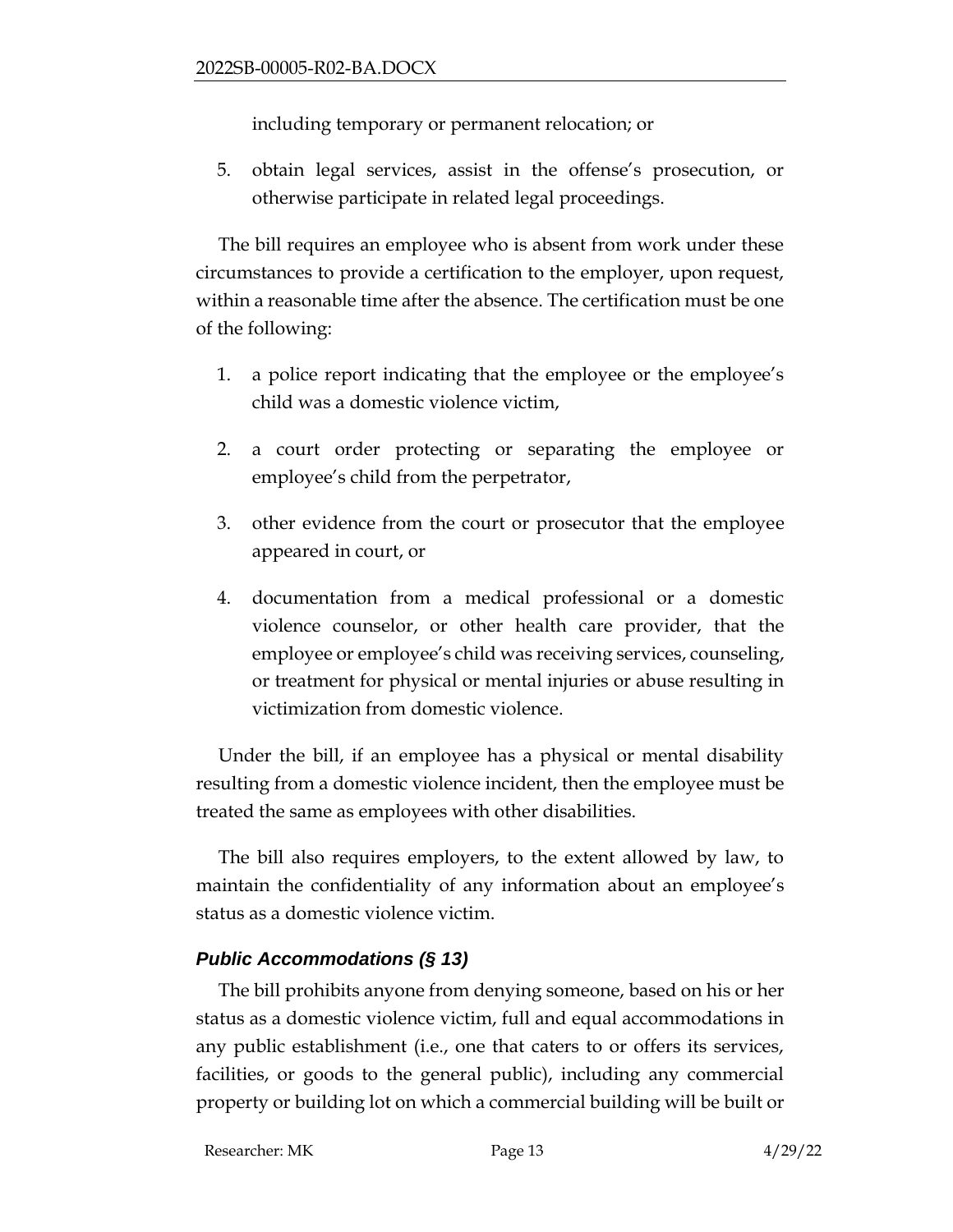including temporary or permanent relocation; or

5. obtain legal services, assist in the offense's prosecution, or otherwise participate in related legal proceedings.

The bill requires an employee who is absent from work under these circumstances to provide a certification to the employer, upon request, within a reasonable time after the absence. The certification must be one of the following:

1. a police report indicating that the employee or the employee's child was a domestic violence victim,
2. a court order protecting or separating the employee or employee's child from the perpetrator,
3. other evidence from the court or prosecutor that the employee appeared in court, or
4. documentation from a medical professional or a domestic violence counselor, or other health care provider, that the employee or employee's child was receiving services, counseling, or treatment for physical or mental injuries or abuse resulting in victimization from domestic violence.

Under the bill, if an employee has a physical or mental disability resulting from a domestic violence incident, then the employee must be treated the same as employees with other disabilities.

The bill also requires employers, to the extent allowed by law, to maintain the confidentiality of any information about an employee's status as a domestic violence victim.

### *Public Accommodations (§ 13)*

The bill prohibits anyone from denying someone, based on his or her status as a domestic violence victim, full and equal accommodations in any public establishment (i.e., one that caters to or offers its services, facilities, or goods to the general public), including any commercial property or building lot on which a commercial building will be built or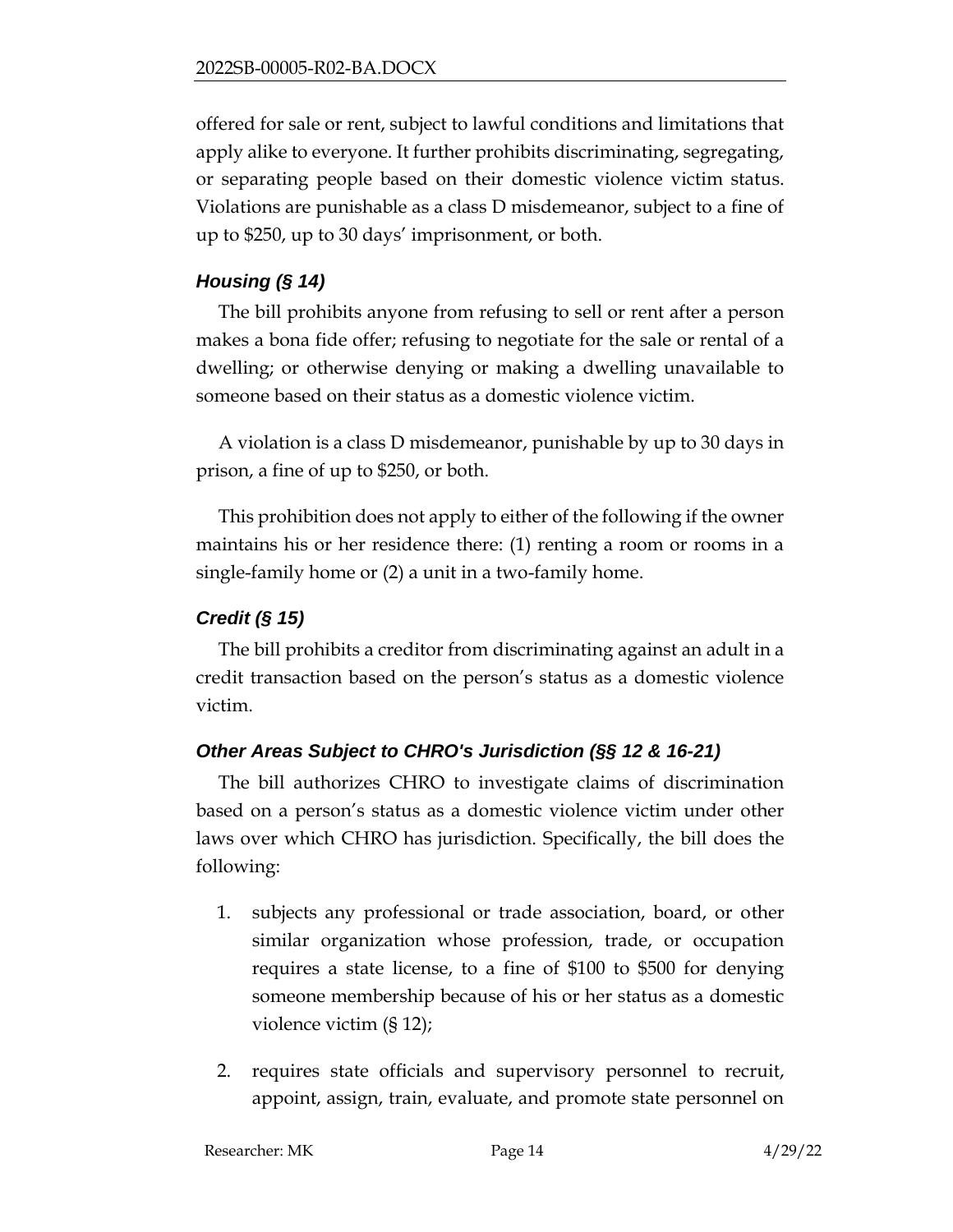offered for sale or rent, subject to lawful conditions and limitations that apply alike to everyone. It further prohibits discriminating, segregating, or separating people based on their domestic violence victim status. Violations are punishable as a class D misdemeanor, subject to a fine of up to $250, up to 30 days' imprisonment, or both.

### *Housing (§ 14)*

The bill prohibits anyone from refusing to sell or rent after a person makes a bona fide offer; refusing to negotiate for the sale or rental of a dwelling; or otherwise denying or making a dwelling unavailable to someone based on their status as a domestic violence victim.

A violation is a class D misdemeanor, punishable by up to 30 days in prison, a fine of up to $250, or both.

This prohibition does not apply to either of the following if the owner maintains his or her residence there: (1) renting a room or rooms in a single-family home or (2) a unit in a two-family home.

### *Credit (§ 15)*

The bill prohibits a creditor from discriminating against an adult in a credit transaction based on the person's status as a domestic violence victim.

### *Other Areas Subject to CHRO's Jurisdiction (§§ 12 & 16-21)*

The bill authorizes CHRO to investigate claims of discrimination based on a person's status as a domestic violence victim under other laws over which CHRO has jurisdiction. Specifically, the bill does the following:

1. subjects any professional or trade association, board, or other similar organization whose profession, trade, or occupation requires a state license, to a fine of $100 to $500 for denying someone membership because of his or her status as a domestic violence victim (§ 12);
2. requires state officials and supervisory personnel to recruit, appoint, assign, train, evaluate, and promote state personnel on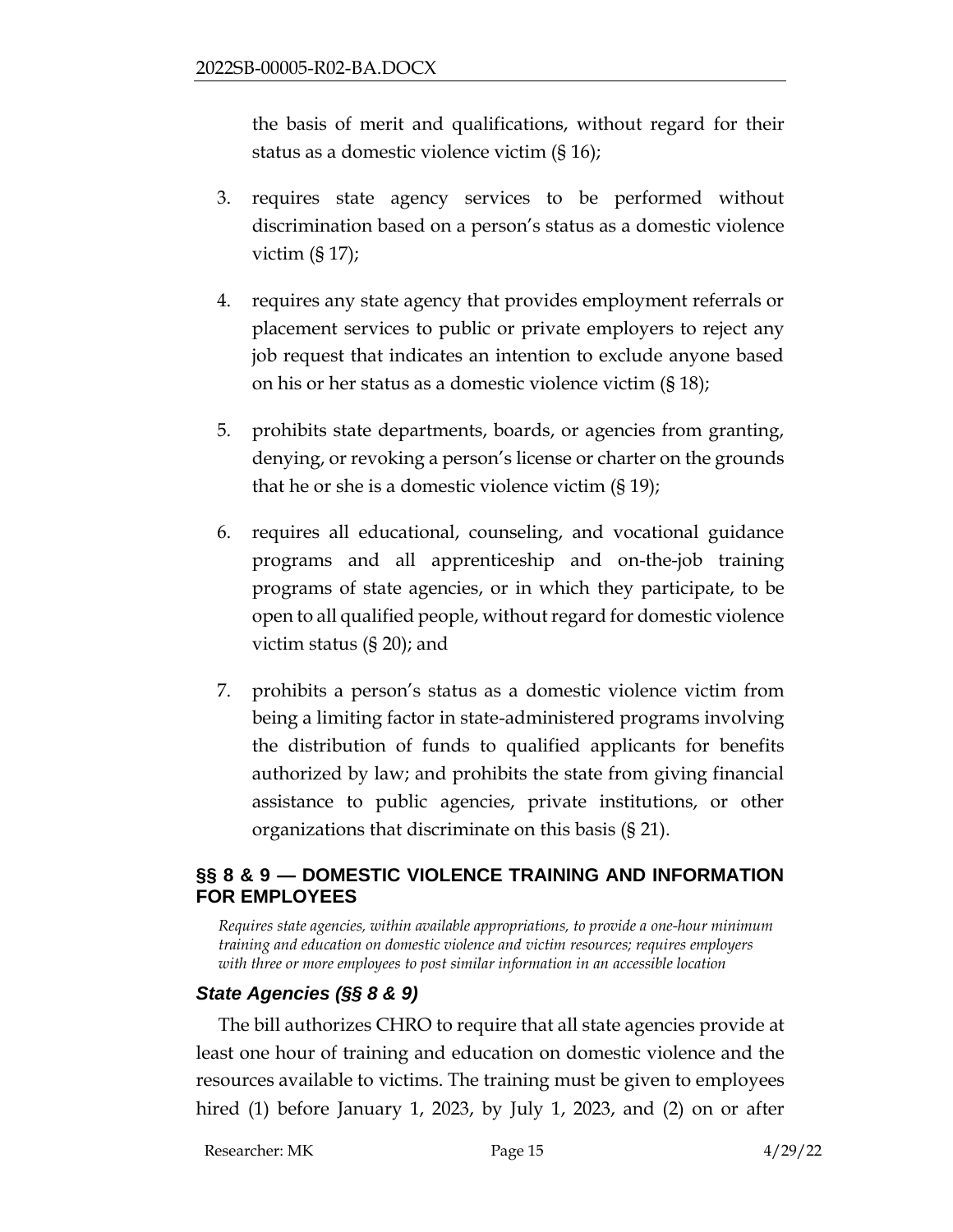the basis of merit and qualifications, without regard for their status as a domestic violence victim (§ 16);

3. requires state agency services to be performed without discrimination based on a person's status as a domestic violence victim (§ 17);

4. requires any state agency that provides employment referrals or placement services to public or private employers to reject any job request that indicates an intention to exclude anyone based on his or her status as a domestic violence victim (§ 18);

5. prohibits state departments, boards, or agencies from granting, denying, or revoking a person's license or charter on the grounds that he or she is a domestic violence victim (§ 19);

6. requires all educational, counseling, and vocational guidance programs and all apprenticeship and on-the-job training programs of state agencies, or in which they participate, to be open to all qualified people, without regard for domestic violence victim status (§ 20); and

7. prohibits a person's status as a domestic violence victim from being a limiting factor in state-administered programs involving the distribution of funds to qualified applicants for benefits authorized by law; and prohibits the state from giving financial assistance to public agencies, private institutions, or other organizations that discriminate on this basis (§ 21).

## §§ 8 & 9 — DOMESTIC VIOLENCE TRAINING AND INFORMATION FOR EMPLOYEES

*Requires state agencies, within available appropriations, to provide a one-hour minimum training and education on domestic violence and victim resources; requires employers with three or more employees to post similar information in an accessible location*

### *State Agencies (§§ 8 & 9)*

The bill authorizes CHRO to require that all state agencies provide at least one hour of training and education on domestic violence and the resources available to victims. The training must be given to employees hired (1) before January 1, 2023, by July 1, 2023, and (2) on or after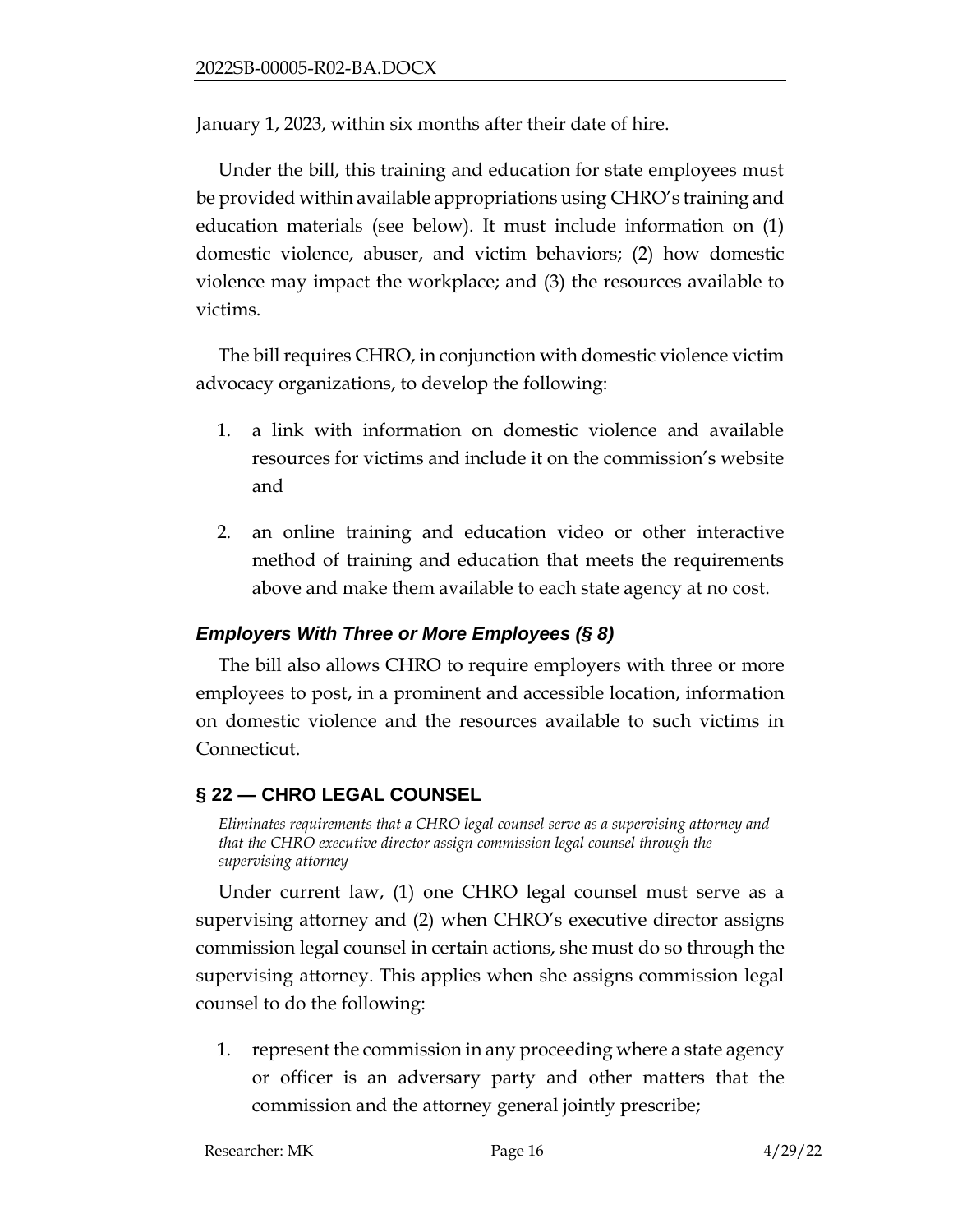January 1, 2023, within six months after their date of hire.

Under the bill, this training and education for state employees must be provided within available appropriations using CHRO's training and education materials (see below). It must include information on (1) domestic violence, abuser, and victim behaviors; (2) how domestic violence may impact the workplace; and (3) the resources available to victims.

The bill requires CHRO, in conjunction with domestic violence victim advocacy organizations, to develop the following:

1. a link with information on domestic violence and available resources for victims and include it on the commission's website and
2. an online training and education video or other interactive method of training and education that meets the requirements above and make them available to each state agency at no cost.

### *Employers With Three or More Employees (§ 8)*

The bill also allows CHRO to require employers with three or more employees to post, in a prominent and accessible location, information on domestic violence and the resources available to such victims in Connecticut.

## § 22 — CHRO LEGAL COUNSEL

*Eliminates requirements that a CHRO legal counsel serve as a supervising attorney and that the CHRO executive director assign commission legal counsel through the supervising attorney*

Under current law, (1) one CHRO legal counsel must serve as a supervising attorney and (2) when CHRO's executive director assigns commission legal counsel in certain actions, she must do so through the supervising attorney. This applies when she assigns commission legal counsel to do the following:

1. represent the commission in any proceeding where a state agency or officer is an adversary party and other matters that the commission and the attorney general jointly prescribe;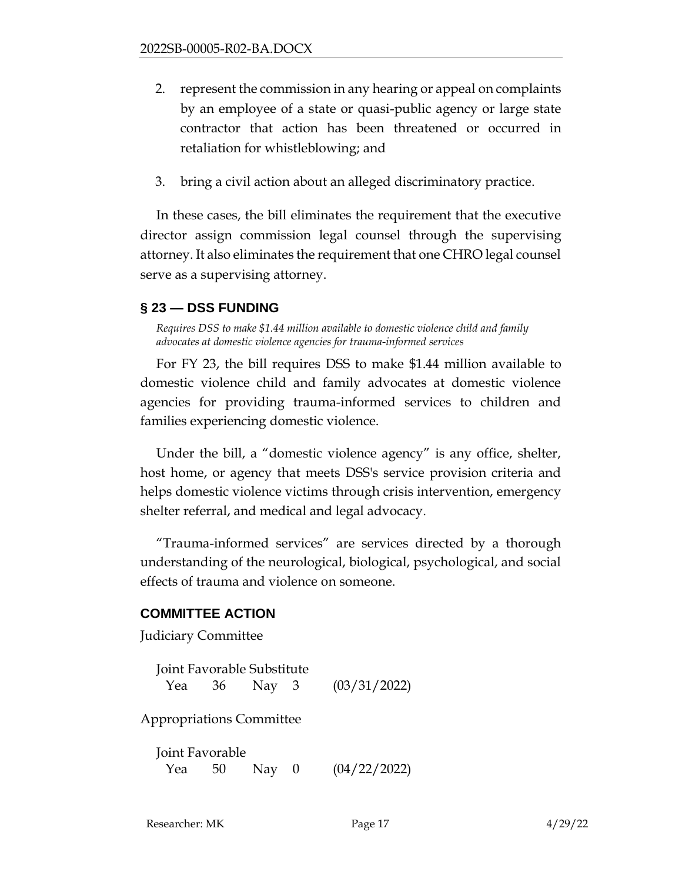2. represent the commission in any hearing or appeal on complaints by an employee of a state or quasi-public agency or large state contractor that action has been threatened or occurred in retaliation for whistleblowing; and

3. bring a civil action about an alleged discriminatory practice.

In these cases, the bill eliminates the requirement that the executive director assign commission legal counsel through the supervising attorney. It also eliminates the requirement that one CHRO legal counsel serve as a supervising attorney.

## § 23 — DSS FUNDING

*Requires DSS to make $1.44 million available to domestic violence child and family advocates at domestic violence agencies for trauma-informed services*

For FY 23, the bill requires DSS to make $1.44 million available to domestic violence child and family advocates at domestic violence agencies for providing trauma-informed services to children and families experiencing domestic violence.

Under the bill, a "domestic violence agency" is any office, shelter, host home, or agency that meets DSS's service provision criteria and helps domestic violence victims through crisis intervention, emergency shelter referral, and medical and legal advocacy.

"Trauma-informed services" are services directed by a thorough understanding of the neurological, biological, psychological, and social effects of trauma and violence on someone.

## COMMITTEE ACTION

Judiciary Committee

Joint Favorable Substitute
Yea 36 Nay 3 (03/31/2022)

Appropriations Committee

Joint Favorable
Yea 50 Nay 0 (04/22/2022)